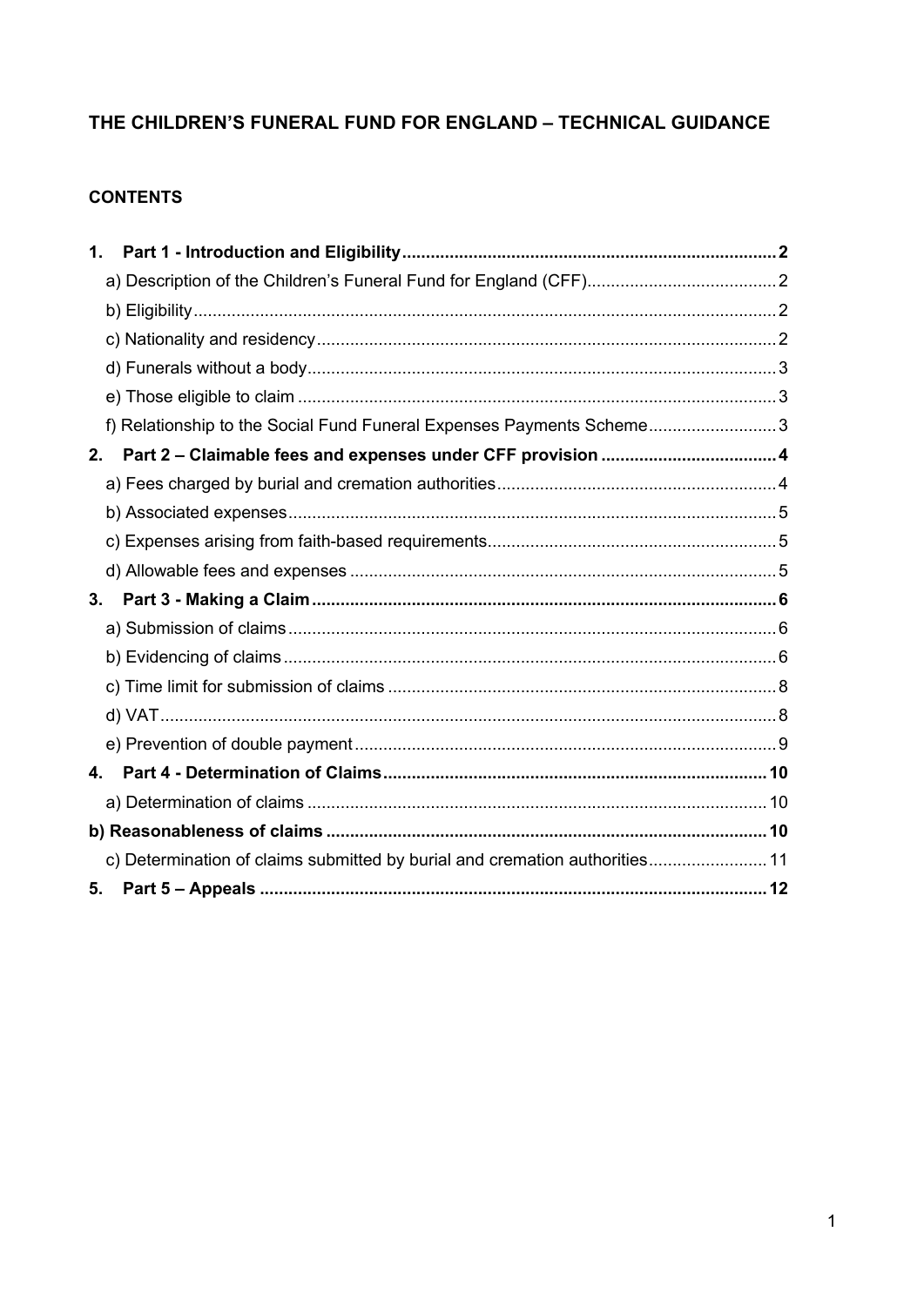# THE CHILDREN'S FUNERAL FUND FOR ENGLAND – TECHNICAL GUIDANCE

## CONTENTS

**1. Part 1 - Introduction and Eligibility .... 2**

- a) Description of the Children's Funeral Fund for England (CFF) .... 2
- b) Eligibility .... 2
- c) Nationality and residency .... 2
- d) Funerals without a body .... 3
- e) Those eligible to claim .... 3
- f) Relationship to the Social Fund Funeral Expenses Payments Scheme .... 3

**2. Part 2 – Claimable fees and expenses under CFF provision .... 4**

- a) Fees charged by burial and cremation authorities .... 4
- b) Associated expenses .... 5
- c) Expenses arising from faith-based requirements .... 5
- d) Allowable fees and expenses .... 5

**3. Part 3 - Making a Claim .... 6**

- a) Submission of claims .... 6
- b) Evidencing of claims .... 6
- c) Time limit for submission of claims .... 8
- d) VAT .... 8
- e) Prevention of double payment .... 9

**4. Part 4 - Determination of Claims .... 10**

- a) Determination of claims .... 10

**b) Reasonableness of claims .... 10**

- c) Determination of claims submitted by burial and cremation authorities .... 11

**5. Part 5 – Appeals .... 12**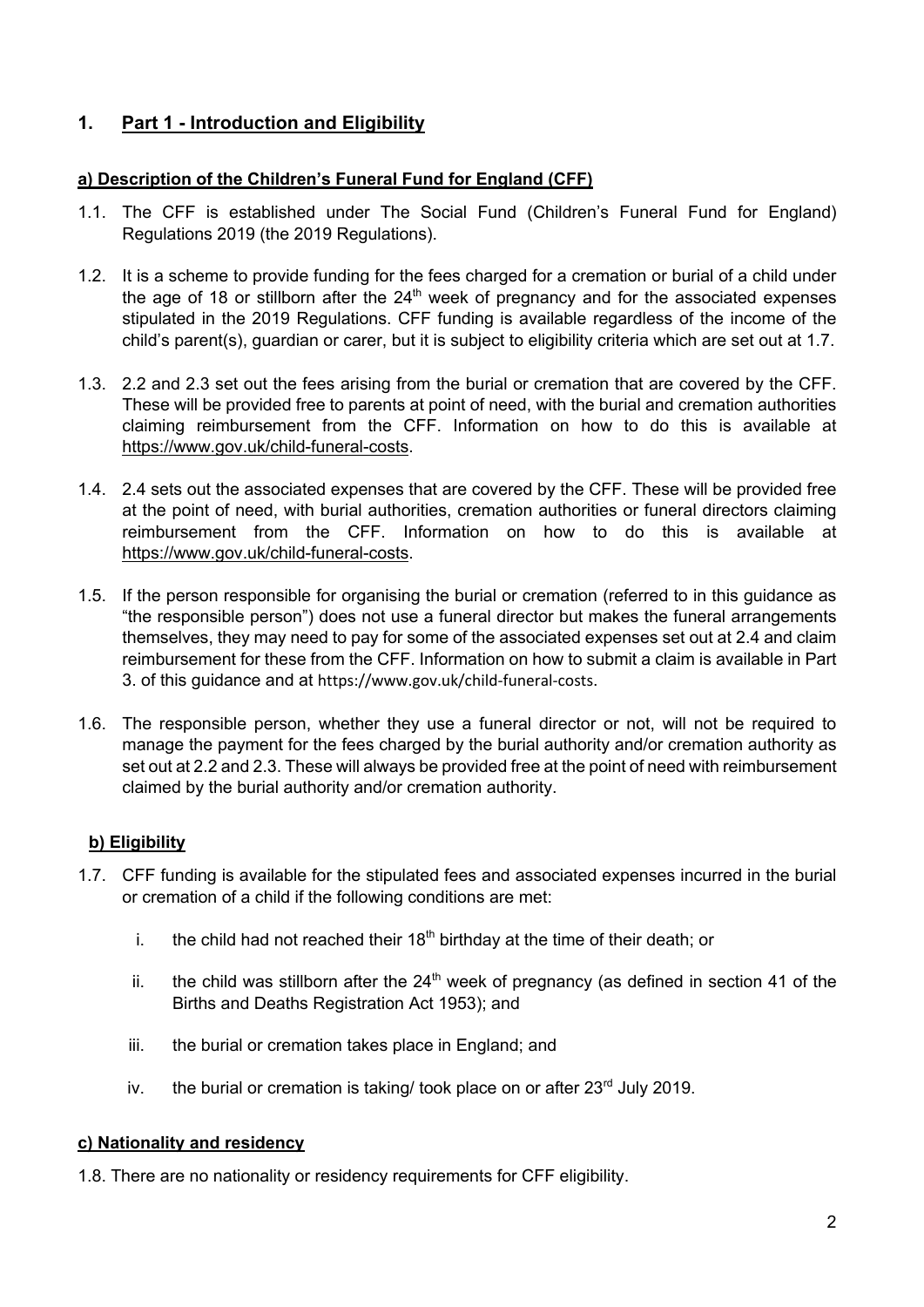# 1. Part 1 - Introduction and Eligibility

## a) Description of the Children's Funeral Fund for England (CFF)

1.1. The CFF is established under The Social Fund (Children's Funeral Fund for England) Regulations 2019 (the 2019 Regulations).

1.2. It is a scheme to provide funding for the fees charged for a cremation or burial of a child under the age of 18 or stillborn after the 24th week of pregnancy and for the associated expenses stipulated in the 2019 Regulations. CFF funding is available regardless of the income of the child's parent(s), guardian or carer, but it is subject to eligibility criteria which are set out at 1.7.

1.3. 2.2 and 2.3 set out the fees arising from the burial or cremation that are covered by the CFF. These will be provided free to parents at point of need, with the burial and cremation authorities claiming reimbursement from the CFF. Information on how to do this is available at https://www.gov.uk/child-funeral-costs.

1.4. 2.4 sets out the associated expenses that are covered by the CFF. These will be provided free at the point of need, with burial authorities, cremation authorities or funeral directors claiming reimbursement from the CFF. Information on how to do this is available at https://www.gov.uk/child-funeral-costs.

1.5. If the person responsible for organising the burial or cremation (referred to in this guidance as "the responsible person") does not use a funeral director but makes the funeral arrangements themselves, they may need to pay for some of the associated expenses set out at 2.4 and claim reimbursement for these from the CFF. Information on how to submit a claim is available in Part 3. of this guidance and at https://www.gov.uk/child-funeral-costs.

1.6. The responsible person, whether they use a funeral director or not, will not be required to manage the payment for the fees charged by the burial authority and/or cremation authority as set out at 2.2 and 2.3. These will always be provided free at the point of need with reimbursement claimed by the burial authority and/or cremation authority.

## b) Eligibility

1.7. CFF funding is available for the stipulated fees and associated expenses incurred in the burial or cremation of a child if the following conditions are met:

i. the child had not reached their 18th birthday at the time of their death; or

ii. the child was stillborn after the 24th week of pregnancy (as defined in section 41 of the Births and Deaths Registration Act 1953); and

iii. the burial or cremation takes place in England; and

iv. the burial or cremation is taking/ took place on or after 23rd July 2019.

## c) Nationality and residency

1.8. There are no nationality or residency requirements for CFF eligibility.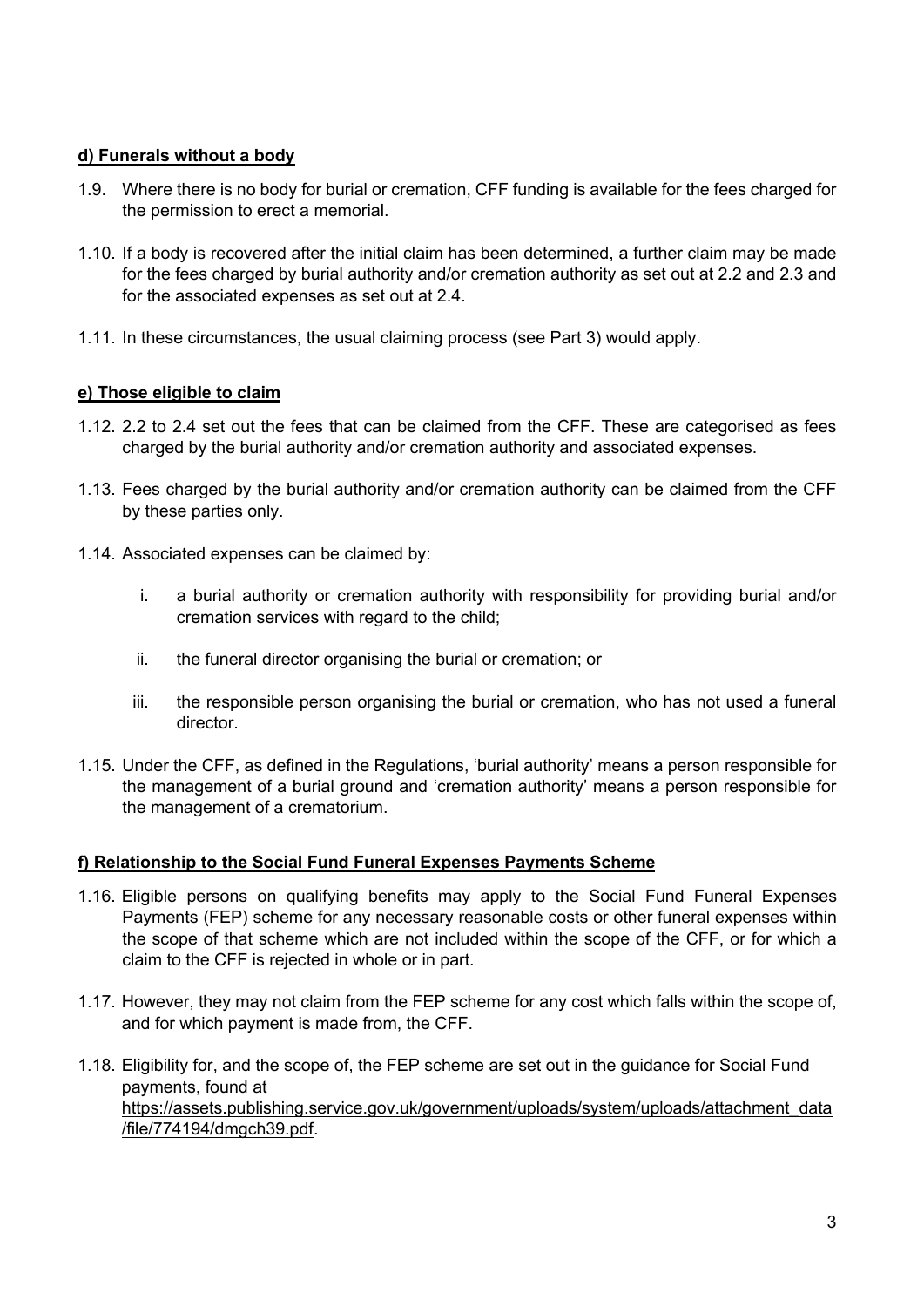#### d) Funerals without a body

1.9. Where there is no body for burial or cremation, CFF funding is available for the fees charged for the permission to erect a memorial.

1.10. If a body is recovered after the initial claim has been determined, a further claim may be made for the fees charged by burial authority and/or cremation authority as set out at 2.2 and 2.3 and for the associated expenses as set out at 2.4.

1.11. In these circumstances, the usual claiming process (see Part 3) would apply.

#### e) Those eligible to claim

1.12. 2.2 to 2.4 set out the fees that can be claimed from the CFF. These are categorised as fees charged by the burial authority and/or cremation authority and associated expenses.

1.13. Fees charged by the burial authority and/or cremation authority can be claimed from the CFF by these parties only.

1.14. Associated expenses can be claimed by:

i. a burial authority or cremation authority with responsibility for providing burial and/or cremation services with regard to the child;

ii. the funeral director organising the burial or cremation; or

iii. the responsible person organising the burial or cremation, who has not used a funeral director.

1.15. Under the CFF, as defined in the Regulations, 'burial authority' means a person responsible for the management of a burial ground and 'cremation authority' means a person responsible for the management of a crematorium.

#### f) Relationship to the Social Fund Funeral Expenses Payments Scheme

1.16. Eligible persons on qualifying benefits may apply to the Social Fund Funeral Expenses Payments (FEP) scheme for any necessary reasonable costs or other funeral expenses within the scope of that scheme which are not included within the scope of the CFF, or for which a claim to the CFF is rejected in whole or in part.

1.17. However, they may not claim from the FEP scheme for any cost which falls within the scope of, and for which payment is made from, the CFF.

1.18. Eligibility for, and the scope of, the FEP scheme are set out in the guidance for Social Fund payments, found at https://assets.publishing.service.gov.uk/government/uploads/system/uploads/attachment_data/file/774194/dmgch39.pdf.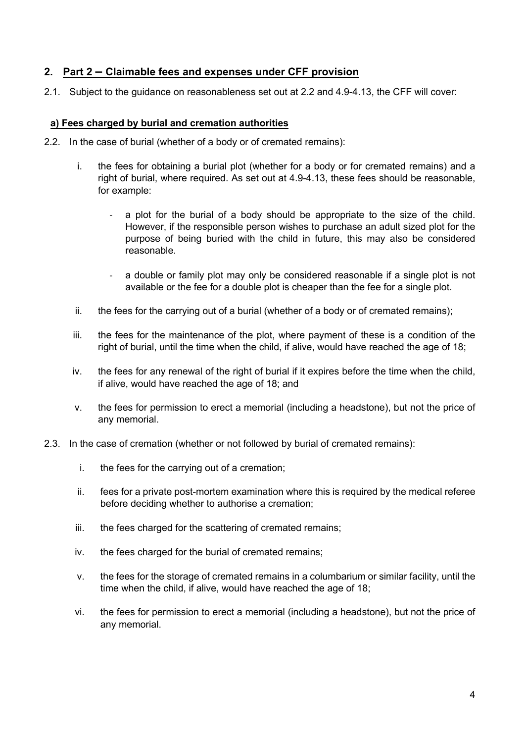## 2. Part 2 – Claimable fees and expenses under CFF provision

2.1. Subject to the guidance on reasonableness set out at 2.2 and 4.9-4.13, the CFF will cover:

### a) Fees charged by burial and cremation authorities

2.2. In the case of burial (whether of a body or of cremated remains):

i. the fees for obtaining a burial plot (whether for a body or for cremated remains) and a right of burial, where required. As set out at 4.9-4.13, these fees should be reasonable, for example:

   - a plot for the burial of a body should be appropriate to the size of the child. However, if the responsible person wishes to purchase an adult sized plot for the purpose of being buried with the child in future, this may also be considered reasonable.

   - a double or family plot may only be considered reasonable if a single plot is not available or the fee for a double plot is cheaper than the fee for a single plot.

ii. the fees for the carrying out of a burial (whether of a body or of cremated remains);

iii. the fees for the maintenance of the plot, where payment of these is a condition of the right of burial, until the time when the child, if alive, would have reached the age of 18;

iv. the fees for any renewal of the right of burial if it expires before the time when the child, if alive, would have reached the age of 18; and

v. the fees for permission to erect a memorial (including a headstone), but not the price of any memorial.

2.3. In the case of cremation (whether or not followed by burial of cremated remains):

i. the fees for the carrying out of a cremation;

ii. fees for a private post-mortem examination where this is required by the medical referee before deciding whether to authorise a cremation;

iii. the fees charged for the scattering of cremated remains;

iv. the fees charged for the burial of cremated remains;

v. the fees for the storage of cremated remains in a columbarium or similar facility, until the time when the child, if alive, would have reached the age of 18;

vi. the fees for permission to erect a memorial (including a headstone), but not the price of any memorial.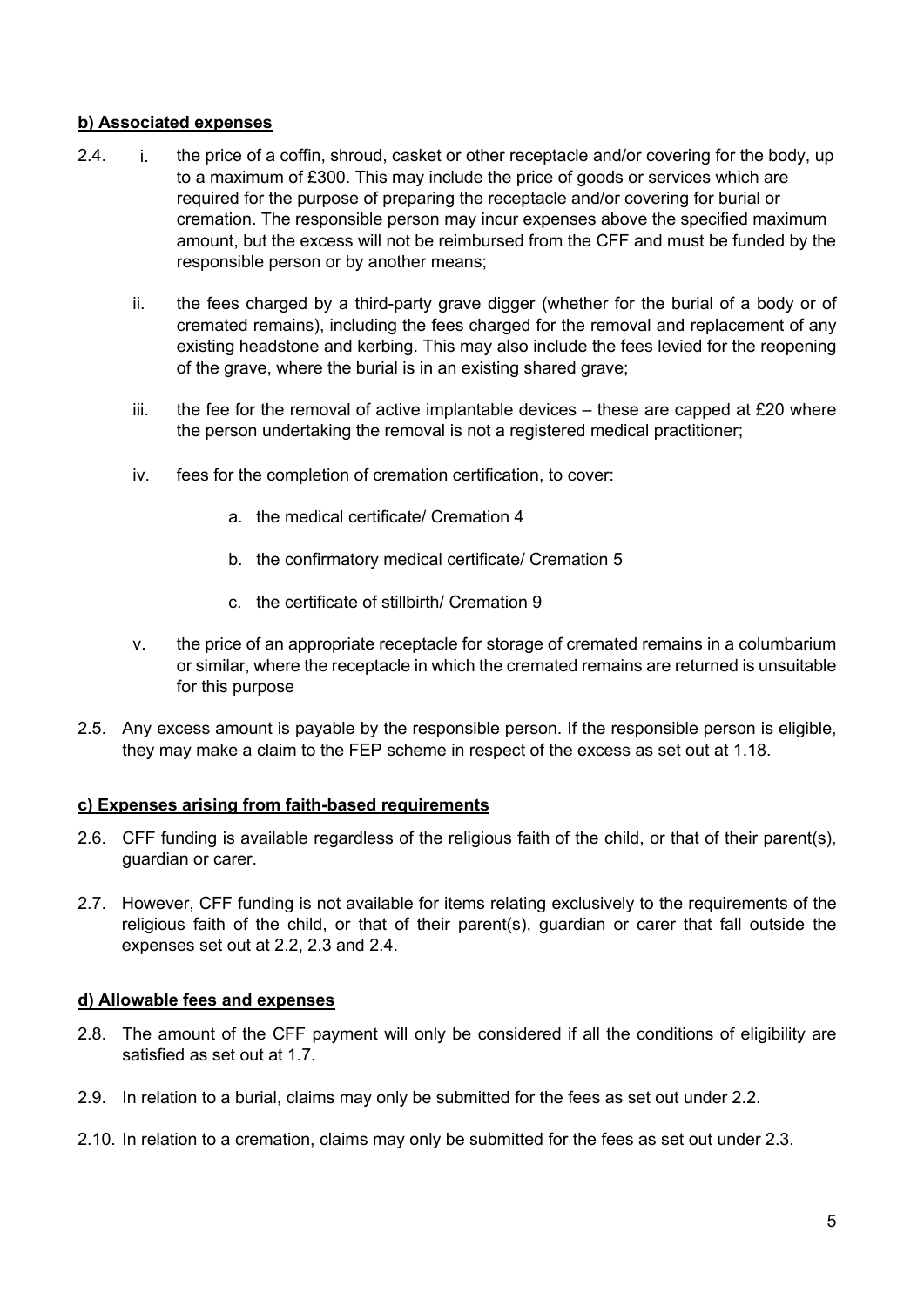**b) Associated expenses**

2.4. i. the price of a coffin, shroud, casket or other receptacle and/or covering for the body, up to a maximum of £300. This may include the price of goods or services which are required for the purpose of preparing the receptacle and/or covering for burial or cremation. The responsible person may incur expenses above the specified maximum amount, but the excess will not be reimbursed from the CFF and must be funded by the responsible person or by another means;

ii. the fees charged by a third-party grave digger (whether for the burial of a body or of cremated remains), including the fees charged for the removal and replacement of any existing headstone and kerbing. This may also include the fees levied for the reopening of the grave, where the burial is in an existing shared grave;

iii. the fee for the removal of active implantable devices – these are capped at £20 where the person undertaking the removal is not a registered medical practitioner;

iv. fees for the completion of cremation certification, to cover:

a. the medical certificate/ Cremation 4

b. the confirmatory medical certificate/ Cremation 5

c. the certificate of stillbirth/ Cremation 9

v. the price of an appropriate receptacle for storage of cremated remains in a columbarium or similar, where the receptacle in which the cremated remains are returned is unsuitable for this purpose

2.5. Any excess amount is payable by the responsible person. If the responsible person is eligible, they may make a claim to the FEP scheme in respect of the excess as set out at 1.18.

**c) Expenses arising from faith-based requirements**

2.6. CFF funding is available regardless of the religious faith of the child, or that of their parent(s), guardian or carer.

2.7. However, CFF funding is not available for items relating exclusively to the requirements of the religious faith of the child, or that of their parent(s), guardian or carer that fall outside the expenses set out at 2.2, 2.3 and 2.4.

**d) Allowable fees and expenses**

2.8. The amount of the CFF payment will only be considered if all the conditions of eligibility are satisfied as set out at 1.7.

2.9. In relation to a burial, claims may only be submitted for the fees as set out under 2.2.

2.10. In relation to a cremation, claims may only be submitted for the fees as set out under 2.3.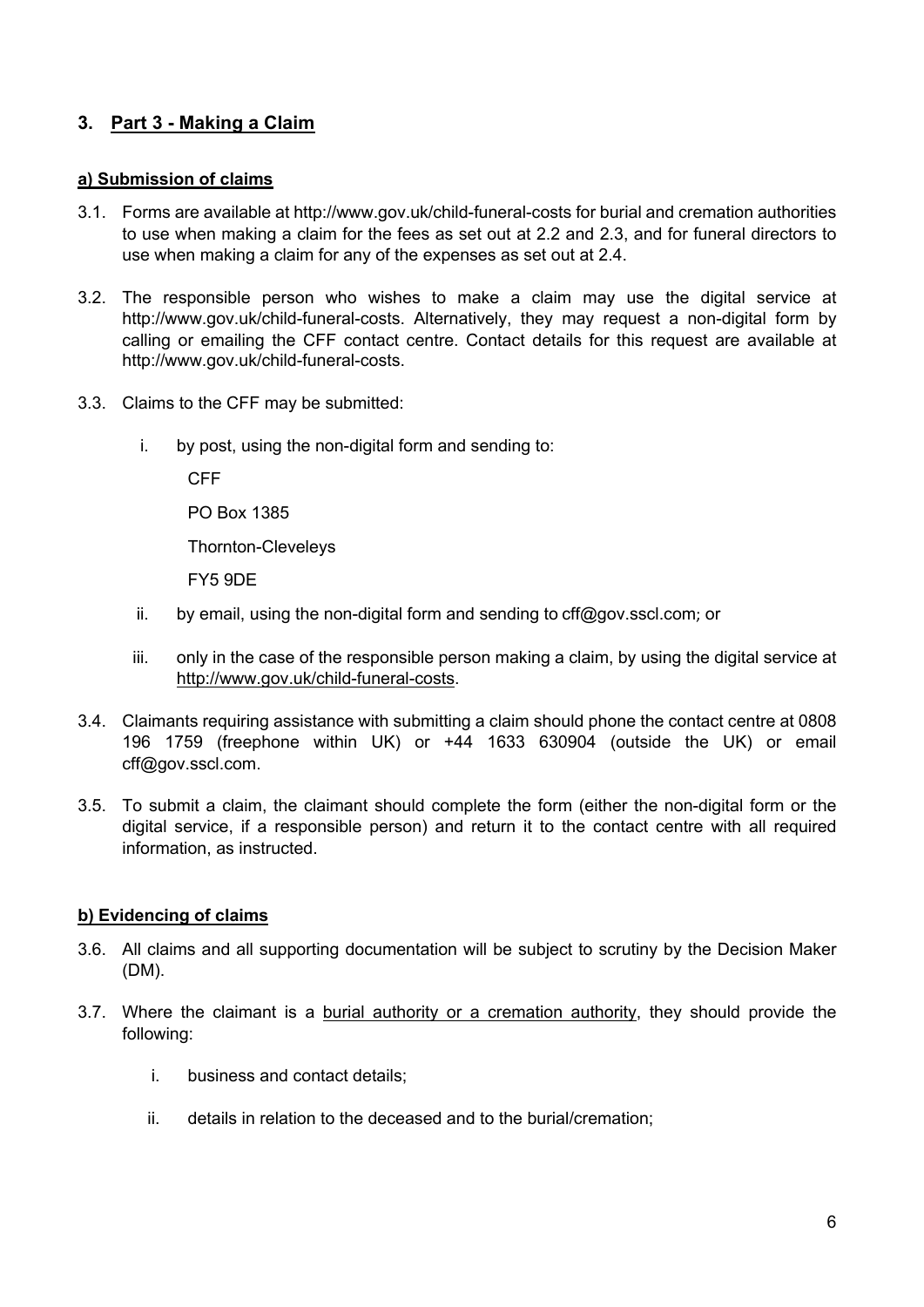## 3. Part 3 - Making a Claim

### a) Submission of claims

3.1. Forms are available at http://www.gov.uk/child-funeral-costs for burial and cremation authorities to use when making a claim for the fees as set out at 2.2 and 2.3, and for funeral directors to use when making a claim for any of the expenses as set out at 2.4.

3.2. The responsible person who wishes to make a claim may use the digital service at http://www.gov.uk/child-funeral-costs. Alternatively, they may request a non-digital form by calling or emailing the CFF contact centre. Contact details for this request are available at http://www.gov.uk/child-funeral-costs.

3.3. Claims to the CFF may be submitted:

i. by post, using the non-digital form and sending to:

   CFF

   PO Box 1385

   Thornton-Cleveleys

   FY5 9DE

ii. by email, using the non-digital form and sending to cff@gov.sscl.com; or

iii. only in the case of the responsible person making a claim, by using the digital service at http://www.gov.uk/child-funeral-costs.

3.4. Claimants requiring assistance with submitting a claim should phone the contact centre at 0808 196 1759 (freephone within UK) or +44 1633 630904 (outside the UK) or email cff@gov.sscl.com.

3.5. To submit a claim, the claimant should complete the form (either the non-digital form or the digital service, if a responsible person) and return it to the contact centre with all required information, as instructed.

### b) Evidencing of claims

3.6. All claims and all supporting documentation will be subject to scrutiny by the Decision Maker (DM).

3.7. Where the claimant is a burial authority or a cremation authority, they should provide the following:

i. business and contact details;

ii. details in relation to the deceased and to the burial/cremation;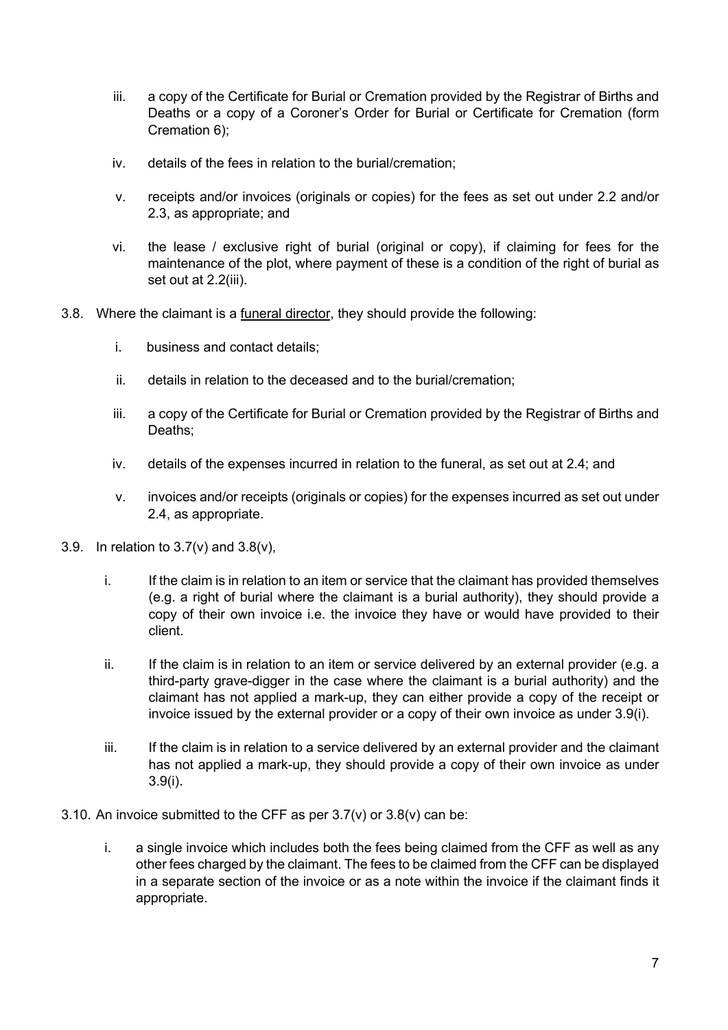iii. a copy of the Certificate for Burial or Cremation provided by the Registrar of Births and Deaths or a copy of a Coroner's Order for Burial or Certificate for Cremation (form Cremation 6);

iv. details of the fees in relation to the burial/cremation;

v. receipts and/or invoices (originals or copies) for the fees as set out under 2.2 and/or 2.3, as appropriate; and

vi. the lease / exclusive right of burial (original or copy), if claiming for fees for the maintenance of the plot, where payment of these is a condition of the right of burial as set out at 2.2(iii).

3.8. Where the claimant is a <u>funeral director</u>, they should provide the following:

i. business and contact details;

ii. details in relation to the deceased and to the burial/cremation;

iii. a copy of the Certificate for Burial or Cremation provided by the Registrar of Births and Deaths;

iv. details of the expenses incurred in relation to the funeral, as set out at 2.4; and

v. invoices and/or receipts (originals or copies) for the expenses incurred as set out under 2.4, as appropriate.

3.9. In relation to 3.7(v) and 3.8(v),

i. If the claim is in relation to an item or service that the claimant has provided themselves (e.g. a right of burial where the claimant is a burial authority), they should provide a copy of their own invoice i.e. the invoice they have or would have provided to their client.

ii. If the claim is in relation to an item or service delivered by an external provider (e.g. a third-party grave-digger in the case where the claimant is a burial authority) and the claimant has not applied a mark-up, they can either provide a copy of the receipt or invoice issued by the external provider or a copy of their own invoice as under 3.9(i).

iii. If the claim is in relation to a service delivered by an external provider and the claimant has not applied a mark-up, they should provide a copy of their own invoice as under 3.9(i).

3.10. An invoice submitted to the CFF as per 3.7(v) or 3.8(v) can be:

i. a single invoice which includes both the fees being claimed from the CFF as well as any other fees charged by the claimant. The fees to be claimed from the CFF can be displayed in a separate section of the invoice or as a note within the invoice if the claimant finds it appropriate.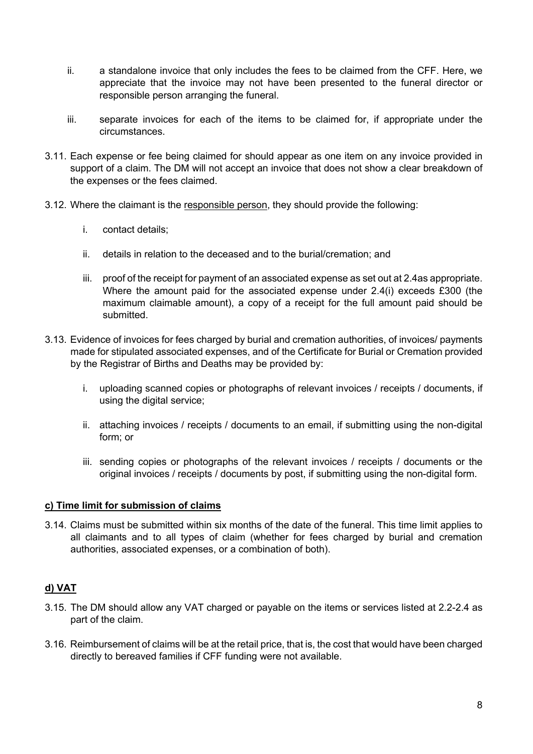ii. a standalone invoice that only includes the fees to be claimed from the CFF. Here, we appreciate that the invoice may not have been presented to the funeral director or responsible person arranging the funeral.

iii. separate invoices for each of the items to be claimed for, if appropriate under the circumstances.

3.11. Each expense or fee being claimed for should appear as one item on any invoice provided in support of a claim. The DM will not accept an invoice that does not show a clear breakdown of the expenses or the fees claimed.

3.12. Where the claimant is the <u>responsible person</u>, they should provide the following:

i. contact details;

ii. details in relation to the deceased and to the burial/cremation; and

iii. proof of the receipt for payment of an associated expense as set out at 2.4as appropriate. Where the amount paid for the associated expense under 2.4(i) exceeds £300 (the maximum claimable amount), a copy of a receipt for the full amount paid should be submitted.

3.13. Evidence of invoices for fees charged by burial and cremation authorities, of invoices/ payments made for stipulated associated expenses, and of the Certificate for Burial or Cremation provided by the Registrar of Births and Deaths may be provided by:

i. uploading scanned copies or photographs of relevant invoices / receipts / documents, if using the digital service;

ii. attaching invoices / receipts / documents to an email, if submitting using the non-digital form; or

iii. sending copies or photographs of the relevant invoices / receipts / documents or the original invoices / receipts / documents by post, if submitting using the non-digital form.

**<u>c) Time limit for submission of claims</u>**

3.14. Claims must be submitted within six months of the date of the funeral. This time limit applies to all claimants and to all types of claim (whether for fees charged by burial and cremation authorities, associated expenses, or a combination of both).

**<u>d) VAT</u>**

3.15. The DM should allow any VAT charged or payable on the items or services listed at 2.2-2.4 as part of the claim.

3.16. Reimbursement of claims will be at the retail price, that is, the cost that would have been charged directly to bereaved families if CFF funding were not available.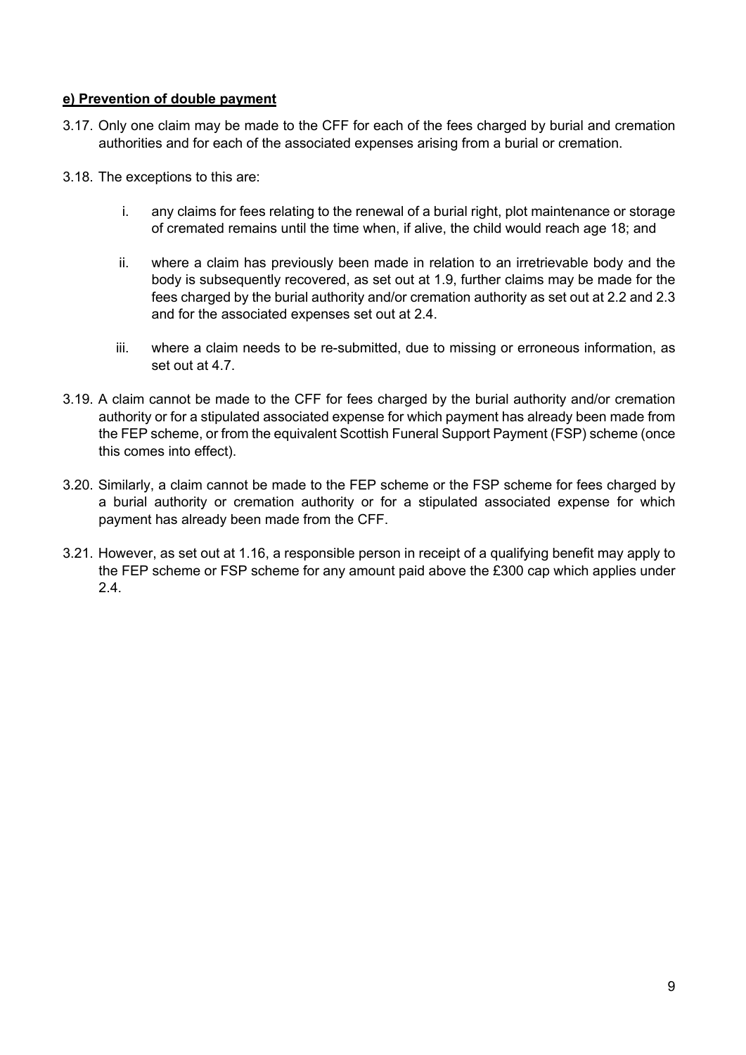**e) Prevention of double payment**

3.17. Only one claim may be made to the CFF for each of the fees charged by burial and cremation authorities and for each of the associated expenses arising from a burial or cremation.

3.18. The exceptions to this are:

i. any claims for fees relating to the renewal of a burial right, plot maintenance or storage of cremated remains until the time when, if alive, the child would reach age 18; and

ii. where a claim has previously been made in relation to an irretrievable body and the body is subsequently recovered, as set out at 1.9, further claims may be made for the fees charged by the burial authority and/or cremation authority as set out at 2.2 and 2.3 and for the associated expenses set out at 2.4.

iii. where a claim needs to be re-submitted, due to missing or erroneous information, as set out at 4.7.

3.19. A claim cannot be made to the CFF for fees charged by the burial authority and/or cremation authority or for a stipulated associated expense for which payment has already been made from the FEP scheme, or from the equivalent Scottish Funeral Support Payment (FSP) scheme (once this comes into effect).

3.20. Similarly, a claim cannot be made to the FEP scheme or the FSP scheme for fees charged by a burial authority or cremation authority or for a stipulated associated expense for which payment has already been made from the CFF.

3.21. However, as set out at 1.16, a responsible person in receipt of a qualifying benefit may apply to the FEP scheme or FSP scheme for any amount paid above the £300 cap which applies under 2.4.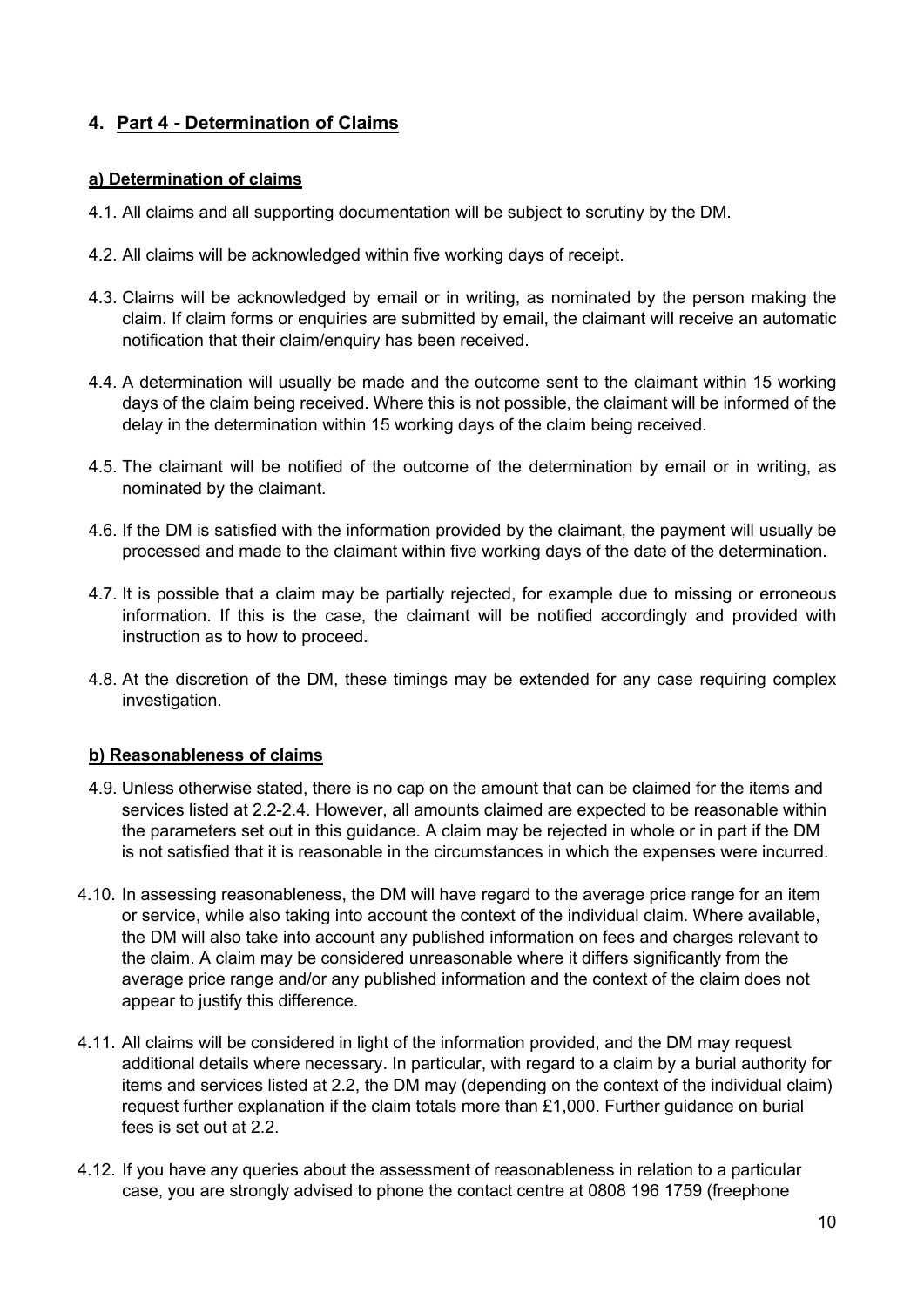## 4. Part 4 - Determination of Claims

### a) Determination of claims

4.1. All claims and all supporting documentation will be subject to scrutiny by the DM.

4.2. All claims will be acknowledged within five working days of receipt.

4.3. Claims will be acknowledged by email or in writing, as nominated by the person making the claim. If claim forms or enquiries are submitted by email, the claimant will receive an automatic notification that their claim/enquiry has been received.

4.4. A determination will usually be made and the outcome sent to the claimant within 15 working days of the claim being received. Where this is not possible, the claimant will be informed of the delay in the determination within 15 working days of the claim being received.

4.5. The claimant will be notified of the outcome of the determination by email or in writing, as nominated by the claimant.

4.6. If the DM is satisfied with the information provided by the claimant, the payment will usually be processed and made to the claimant within five working days of the date of the determination.

4.7. It is possible that a claim may be partially rejected, for example due to missing or erroneous information. If this is the case, the claimant will be notified accordingly and provided with instruction as to how to proceed.

4.8. At the discretion of the DM, these timings may be extended for any case requiring complex investigation.

### b) Reasonableness of claims

4.9. Unless otherwise stated, there is no cap on the amount that can be claimed for the items and services listed at 2.2-2.4. However, all amounts claimed are expected to be reasonable within the parameters set out in this guidance. A claim may be rejected in whole or in part if the DM is not satisfied that it is reasonable in the circumstances in which the expenses were incurred.

4.10. In assessing reasonableness, the DM will have regard to the average price range for an item or service, while also taking into account the context of the individual claim. Where available, the DM will also take into account any published information on fees and charges relevant to the claim. A claim may be considered unreasonable where it differs significantly from the average price range and/or any published information and the context of the claim does not appear to justify this difference.

4.11. All claims will be considered in light of the information provided, and the DM may request additional details where necessary. In particular, with regard to a claim by a burial authority for items and services listed at 2.2, the DM may (depending on the context of the individual claim) request further explanation if the claim totals more than £1,000. Further guidance on burial fees is set out at 2.2.

4.12. If you have any queries about the assessment of reasonableness in relation to a particular case, you are strongly advised to phone the contact centre at 0808 196 1759 (freephone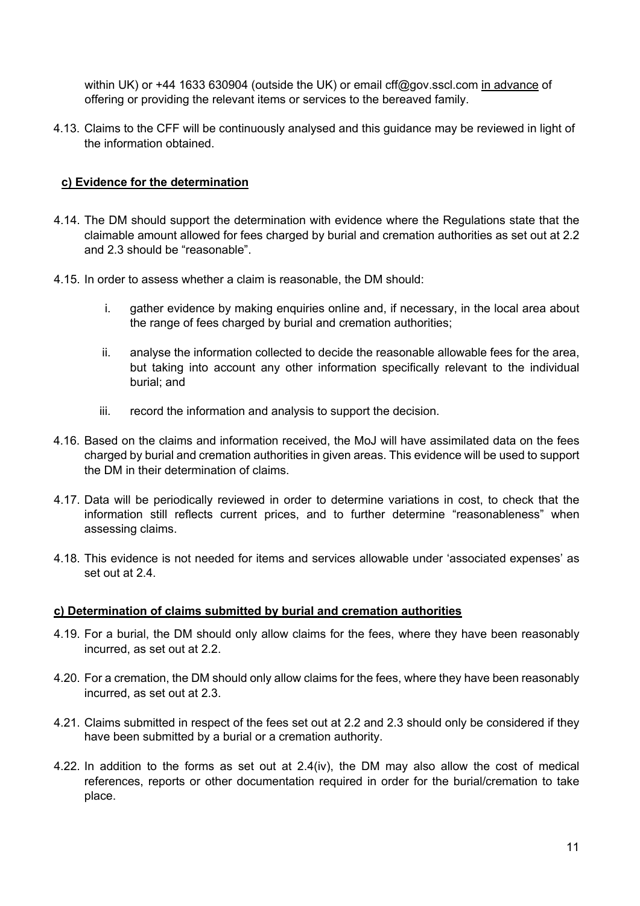within UK) or +44 1633 630904 (outside the UK) or email cff@gov.sscl.com in advance of offering or providing the relevant items or services to the bereaved family.

4.13. Claims to the CFF will be continuously analysed and this guidance may be reviewed in light of the information obtained.

**c) Evidence for the determination**

4.14. The DM should support the determination with evidence where the Regulations state that the claimable amount allowed for fees charged by burial and cremation authorities as set out at 2.2 and 2.3 should be "reasonable".

4.15. In order to assess whether a claim is reasonable, the DM should:

i. gather evidence by making enquiries online and, if necessary, in the local area about the range of fees charged by burial and cremation authorities;

ii. analyse the information collected to decide the reasonable allowable fees for the area, but taking into account any other information specifically relevant to the individual burial; and

iii. record the information and analysis to support the decision.

4.16. Based on the claims and information received, the MoJ will have assimilated data on the fees charged by burial and cremation authorities in given areas. This evidence will be used to support the DM in their determination of claims.

4.17. Data will be periodically reviewed in order to determine variations in cost, to check that the information still reflects current prices, and to further determine "reasonableness" when assessing claims.

4.18. This evidence is not needed for items and services allowable under 'associated expenses' as set out at 2.4.

**c) Determination of claims submitted by burial and cremation authorities**

4.19. For a burial, the DM should only allow claims for the fees, where they have been reasonably incurred, as set out at 2.2.

4.20. For a cremation, the DM should only allow claims for the fees, where they have been reasonably incurred, as set out at 2.3.

4.21. Claims submitted in respect of the fees set out at 2.2 and 2.3 should only be considered if they have been submitted by a burial or a cremation authority.

4.22. In addition to the forms as set out at 2.4(iv), the DM may also allow the cost of medical references, reports or other documentation required in order for the burial/cremation to take place.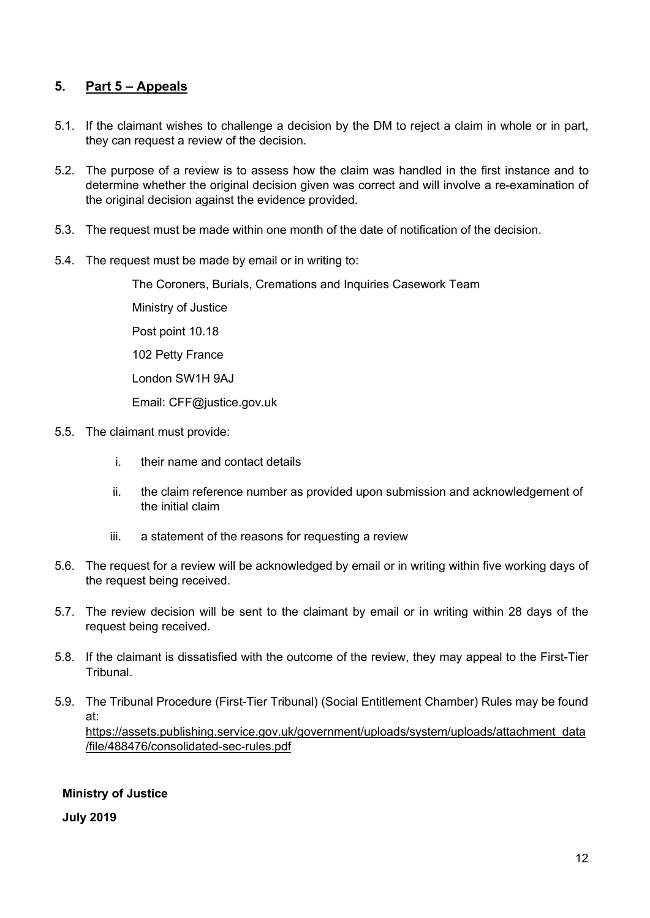## 5. Part 5 – Appeals

5.1. If the claimant wishes to challenge a decision by the DM to reject a claim in whole or in part, they can request a review of the decision.

5.2. The purpose of a review is to assess how the claim was handled in the first instance and to determine whether the original decision given was correct and will involve a re-examination of the original decision against the evidence provided.

5.3. The request must be made within one month of the date of notification of the decision.

5.4. The request must be made by email or in writing to:

The Coroners, Burials, Cremations and Inquiries Casework Team

Ministry of Justice

Post point 10.18

102 Petty France

London SW1H 9AJ

Email: CFF@justice.gov.uk

5.5. The claimant must provide:

i. their name and contact details

ii. the claim reference number as provided upon submission and acknowledgement of the initial claim

iii. a statement of the reasons for requesting a review

5.6. The request for a review will be acknowledged by email or in writing within five working days of the request being received.

5.7. The review decision will be sent to the claimant by email or in writing within 28 days of the request being received.

5.8. If the claimant is dissatisfied with the outcome of the review, they may appeal to the First-Tier Tribunal.

5.9. The Tribunal Procedure (First-Tier Tribunal) (Social Entitlement Chamber) Rules may be found at: https://assets.publishing.service.gov.uk/government/uploads/system/uploads/attachment_data/file/488476/consolidated-sec-rules.pdf

**Ministry of Justice**

**July 2019**